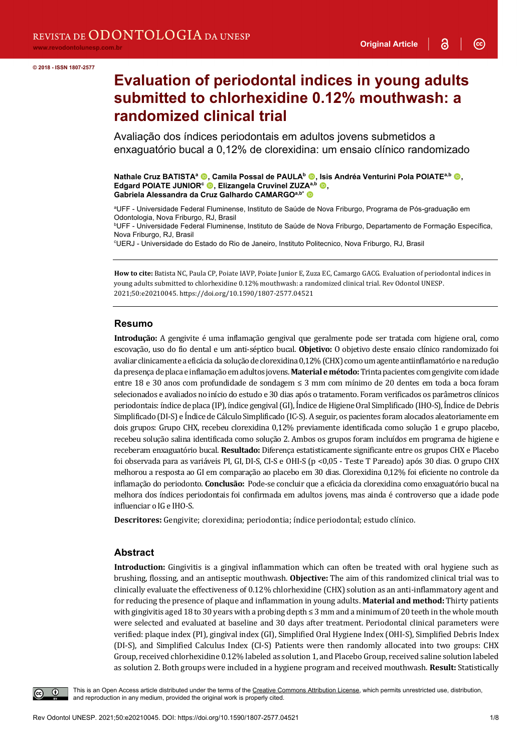© 2018 - ISSN 1807-2577

# Evaluation of periodontal indices in young adults submitted to chlorhexidine 0.12% mouthwash: a randomized clinical trial

Avaliação dos índices periodontais em adultos jovens submetidos a enxaguatório bucal a 0,12% de clorexidina: um ensaio clínico randomizado

**Nathale Cruz BATISTA**[a], **Camila Possal de PAULA**[b], **Isis Andréa Venturini Pola POIATE**[a,b], **Edgard POIATE JUNIOR**[c], **Elizangela Cruvinel ZUZA**[a,b], **Gabriela Alessandra da Cruz Galhardo CAMARGO**[a,b*]

[a]UFF - Universidade Federal Fluminense, Instituto de Saúde de Nova Friburgo, Programa de Pós-graduação em Odontologia, Nova Friburgo, RJ, Brasil
[b]UFF - Universidade Federal Fluminense, Instituto de Saúde de Nova Friburgo, Departamento de Formação Específica, Nova Friburgo, RJ, Brasil
[c]UERJ - Universidade do Estado do Rio de Janeiro, Instituto Politecnico, Nova Friburgo, RJ, Brasil

**How to cite:** Batista NC, Paula CP, Poiate IAVP, Poiate Junior E, Zuza EC, Camargo GACG. Evaluation of periodontal indices in young adults submitted to chlorhexidine 0.12% mouthwash: a randomized clinical trial. Rev Odontol UNESP. 2021;50:e20210045. https://doi.org/10.1590/1807-2577.04521

## Resumo

**Introdução:** A gengivite é uma inflamação gengival que geralmente pode ser tratada com higiene oral, como escovação, uso do fio dental e um anti-séptico bucal. **Objetivo:** O objetivo deste ensaio clínico randomizado foi avaliar clinicamente a eficácia da solução de clorexidina 0,12% (CHX) como um agente antiinflamatório e na redução da presença de placa e inflamação em adultos jovens. **Material e método:** Trinta pacientes com gengivite com idade entre 18 e 30 anos com profundidade de sondagem ≤ 3 mm com mínimo de 20 dentes em toda a boca foram selecionados e avaliados no início do estudo e 30 dias após o tratamento. Foram verificados os parâmetros clínicos periodontais: índice de placa (IP), índice gengival (GI), Índice de Higiene Oral Simplificado (IHO-S), Índice de Debris Simplificado (DI-S) e Índice de Cálculo Simplificado (IC-S). A seguir, os pacientes foram alocados aleatoriamente em dois grupos: Grupo CHX, recebeu clorexidina 0,12% previamente identificada como solução 1 e grupo placebo, recebeu solução salina identificada como solução 2. Ambos os grupos foram incluídos em programa de higiene e receberam enxaguatório bucal. **Resultado:** Diferença estatisticamente significante entre os grupos CHX e Placebo foi observada para as variáveis PI, GI, DI-S, CI-S e OHI-S ($p$ <0,05 - Teste T Pareado) após 30 dias. O grupo CHX melhorou a resposta ao GI em comparação ao placebo em 30 dias. Clorexidina 0,12% foi eficiente no controle da inflamação do periodonto. **Conclusão:** Pode-se concluir que a eficácia da clorexidina como enxaguatório bucal na melhora dos índices periodontais foi confirmada em adultos jovens, mas ainda é controverso que a idade pode influenciar o IG e IHO-S.

**Descritores:** Gengivite; clorexidina; periodontia; índice periodontal; estudo clínico.

## Abstract

**Introduction:** Gingivitis is a gingival inflammation which can often be treated with oral hygiene such as brushing, flossing, and an antiseptic mouthwash. **Objective:** The aim of this randomized clinical trial was to clinically evaluate the effectiveness of 0.12% chlorhexidine (CHX) solution as an anti-inflammatory agent and for reducing the presence of plaque and inflammation in young adults. **Material and method:** Thirty patients with gingivitis aged 18 to 30 years with a probing depth ≤ 3 mm and a minimum of 20 teeth in the whole mouth were selected and evaluated at baseline and 30 days after treatment. Periodontal clinical parameters were verified: plaque index (PI), gingival index (GI), Simplified Oral Hygiene Index (OHI-S), Simplified Debris Index (DI-S), and Simplified Calculus Index (CI-S) Patients were then randomly allocated into two groups: CHX Group, received chlorhexidine 0.12% labeled as solution 1, and Placebo Group, received saline solution labeled as solution 2. Both groups were included in a hygiene program and received mouthwash. **Result:** Statistically

This is an Open Access article distributed under the terms of the Creative Commons Attribution License, which permits unrestricted use, distribution, and reproduction in any medium, provided the original work is properly cited.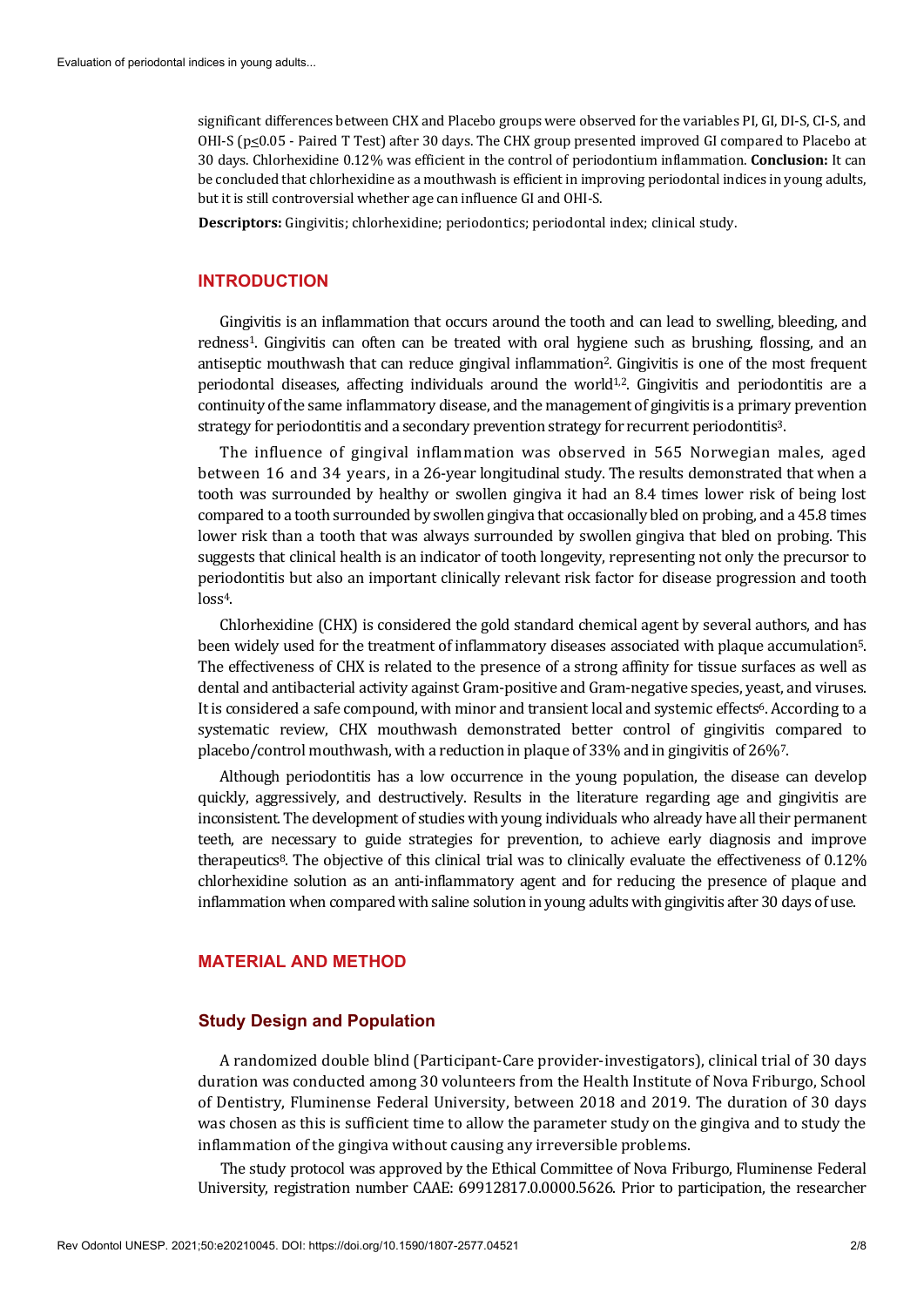significant differences between CHX and Placebo groups were observed for the variables PI, GI, DI-S, CI-S, and OHI-S ($p \leq 0.05$ - Paired T Test) after 30 days. The CHX group presented improved GI compared to Placebo at 30 days. Chlorhexidine 0.12% was efficient in the control of periodontium inflammation. **Conclusion:** It can be concluded that chlorhexidine as a mouthwash is efficient in improving periodontal indices in young adults, but it is still controversial whether age can influence GI and OHI-S.

**Descriptors:** Gingivitis; chlorhexidine; periodontics; periodontal index; clinical study.

## INTRODUCTION

Gingivitis is an inflammation that occurs around the tooth and can lead to swelling, bleeding, and redness[1]. Gingivitis can often can be treated with oral hygiene such as brushing, flossing, and an antiseptic mouthwash that can reduce gingival inflammation[2]. Gingivitis is one of the most frequent periodontal diseases, affecting individuals around the world[1,2]. Gingivitis and periodontitis are a continuity of the same inflammatory disease, and the management of gingivitis is a primary prevention strategy for periodontitis and a secondary prevention strategy for recurrent periodontitis[3].

The influence of gingival inflammation was observed in 565 Norwegian males, aged between 16 and 34 years, in a 26-year longitudinal study. The results demonstrated that when a tooth was surrounded by healthy or swollen gingiva it had an 8.4 times lower risk of being lost compared to a tooth surrounded by swollen gingiva that occasionally bled on probing, and a 45.8 times lower risk than a tooth that was always surrounded by swollen gingiva that bled on probing. This suggests that clinical health is an indicator of tooth longevity, representing not only the precursor to periodontitis but also an important clinically relevant risk factor for disease progression and tooth loss[4].

Chlorhexidine (CHX) is considered the gold standard chemical agent by several authors, and has been widely used for the treatment of inflammatory diseases associated with plaque accumulation[5]. The effectiveness of CHX is related to the presence of a strong affinity for tissue surfaces as well as dental and antibacterial activity against Gram-positive and Gram-negative species, yeast, and viruses. It is considered a safe compound, with minor and transient local and systemic effects[6]. According to a systematic review, CHX mouthwash demonstrated better control of gingivitis compared to placebo/control mouthwash, with a reduction in plaque of 33% and in gingivitis of 26%[7].

Although periodontitis has a low occurrence in the young population, the disease can develop quickly, aggressively, and destructively. Results in the literature regarding age and gingivitis are inconsistent. The development of studies with young individuals who already have all their permanent teeth, are necessary to guide strategies for prevention, to achieve early diagnosis and improve therapeutics[8]. The objective of this clinical trial was to clinically evaluate the effectiveness of 0.12% chlorhexidine solution as an anti-inflammatory agent and for reducing the presence of plaque and inflammation when compared with saline solution in young adults with gingivitis after 30 days of use.

## MATERIAL AND METHOD

### Study Design and Population

A randomized double blind (Participant-Care provider-investigators), clinical trial of 30 days duration was conducted among 30 volunteers from the Health Institute of Nova Friburgo, School of Dentistry, Fluminense Federal University, between 2018 and 2019. The duration of 30 days was chosen as this is sufficient time to allow the parameter study on the gingiva and to study the inflammation of the gingiva without causing any irreversible problems.

The study protocol was approved by the Ethical Committee of Nova Friburgo, Fluminense Federal University, registration number CAAE: 69912817.0.0000.5626. Prior to participation, the researcher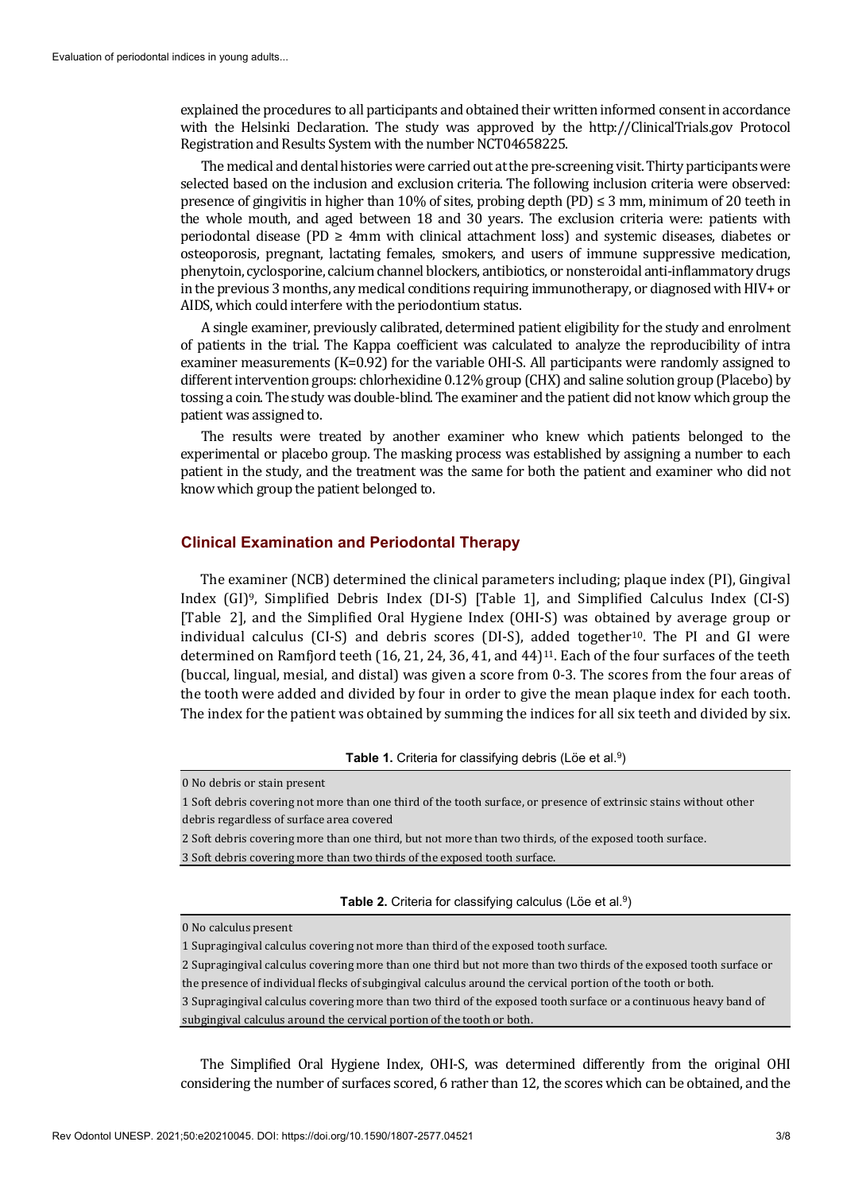explained the procedures to all participants and obtained their written informed consent in accordance with the Helsinki Declaration. The study was approved by the http://ClinicalTrials.gov Protocol Registration and Results System with the number NCT04658225.

The medical and dental histories were carried out at the pre-screening visit. Thirty participants were selected based on the inclusion and exclusion criteria. The following inclusion criteria were observed: presence of gingivitis in higher than 10% of sites, probing depth (PD) ≤ 3 mm, minimum of 20 teeth in the whole mouth, and aged between 18 and 30 years. The exclusion criteria were: patients with periodontal disease (PD ≥ 4mm with clinical attachment loss) and systemic diseases, diabetes or osteoporosis, pregnant, lactating females, smokers, and users of immune suppressive medication, phenytoin, cyclosporine, calcium channel blockers, antibiotics, or nonsteroidal anti-inflammatory drugs in the previous 3 months, any medical conditions requiring immunotherapy, or diagnosed with HIV+ or AIDS, which could interfere with the periodontium status.

A single examiner, previously calibrated, determined patient eligibility for the study and enrolment of patients in the trial. The Kappa coefficient was calculated to analyze the reproducibility of intra examiner measurements (K=0.92) for the variable OHI-S. All participants were randomly assigned to different intervention groups: chlorhexidine 0.12% group (CHX) and saline solution group (Placebo) by tossing a coin. The study was double-blind. The examiner and the patient did not know which group the patient was assigned to.

The results were treated by another examiner who knew which patients belonged to the experimental or placebo group. The masking process was established by assigning a number to each patient in the study, and the treatment was the same for both the patient and examiner who did not know which group the patient belonged to.

## Clinical Examination and Periodontal Therapy

The examiner (NCB) determined the clinical parameters including; plaque index (PI), Gingival Index (GI)[9], Simplified Debris Index (DI-S) [Table 1], and Simplified Calculus Index (CI-S) [Table 2], and the Simplified Oral Hygiene Index (OHI-S) was obtained by average group or individual calculus (CI-S) and debris scores (DI-S), added together[10]. The PI and GI were determined on Ramfjord teeth (16, 21, 24, 36, 41, and 44)[11]. Each of the four surfaces of the teeth (buccal, lingual, mesial, and distal) was given a score from 0-3. The scores from the four areas of the tooth were added and divided by four in order to give the mean plaque index for each tooth. The index for the patient was obtained by summing the indices for all six teeth and divided by six.

**Table 1.** Criteria for classifying debris (Löe et al.[9])

| |
|---|
| 0 No debris or stain present |
| 1 Soft debris covering not more than one third of the tooth surface, or presence of extrinsic stains without other debris regardless of surface area covered |
| 2 Soft debris covering more than one third, but not more than two thirds, of the exposed tooth surface. |
| 3 Soft debris covering more than two thirds of the exposed tooth surface. |

**Table 2.** Criteria for classifying calculus (Löe et al.[9])

| |
|---|
| 0 No calculus present |
| 1 Supragingival calculus covering not more than third of the exposed tooth surface. |
| 2 Supragingival calculus covering more than one third but not more than two thirds of the exposed tooth surface or the presence of individual flecks of subgingival calculus around the cervical portion of the tooth or both. |
| 3 Supragingival calculus covering more than two third of the exposed tooth surface or a continuous heavy band of subgingival calculus around the cervical portion of the tooth or both. |

The Simplified Oral Hygiene Index, OHI-S, was determined differently from the original OHI considering the number of surfaces scored, 6 rather than 12, the scores which can be obtained, and the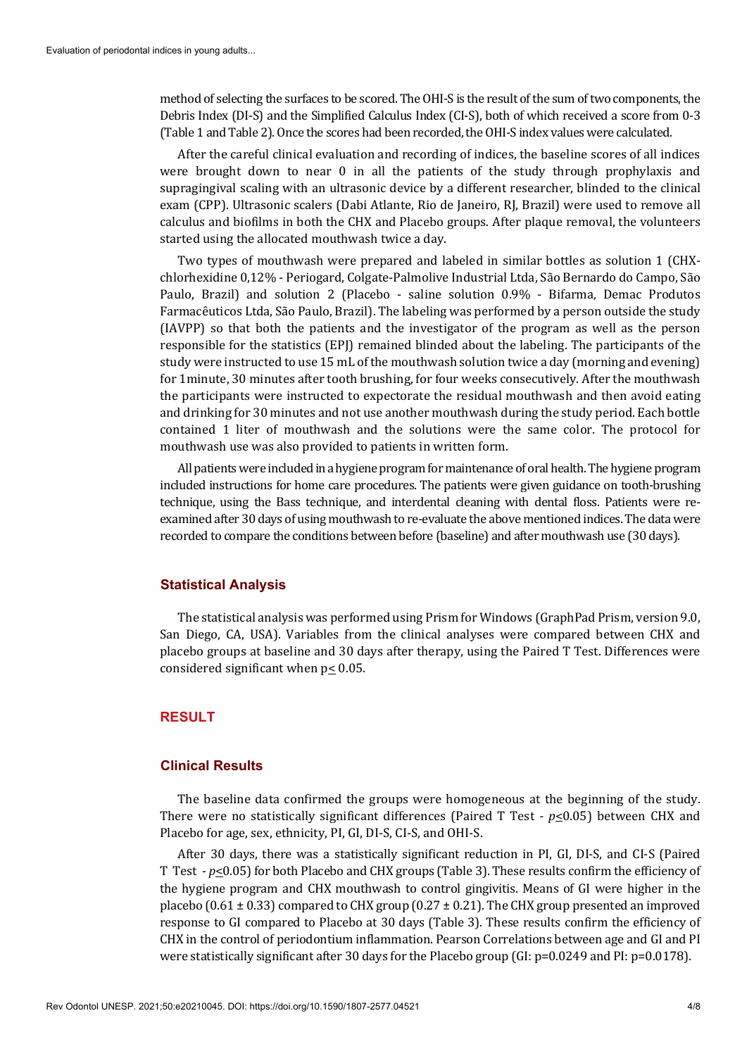method of selecting the surfaces to be scored. The OHI-S is the result of the sum of two components, the Debris Index (DI-S) and the Simplified Calculus Index (CI-S), both of which received a score from 0-3 (Table 1 and Table 2). Once the scores had been recorded, the OHI-S index values were calculated.

After the careful clinical evaluation and recording of indices, the baseline scores of all indices were brought down to near 0 in all the patients of the study through prophylaxis and supragingival scaling with an ultrasonic device by a different researcher, blinded to the clinical exam (CPP). Ultrasonic scalers (Dabi Atlante, Rio de Janeiro, RJ, Brazil) were used to remove all calculus and biofilms in both the CHX and Placebo groups. After plaque removal, the volunteers started using the allocated mouthwash twice a day.

Two types of mouthwash were prepared and labeled in similar bottles as solution 1 (CHX-chlorhexidine 0,12% - Periogard, Colgate-Palmolive Industrial Ltda, São Bernardo do Campo, São Paulo, Brazil) and solution 2 (Placebo - saline solution 0.9% - Bifarma, Demac Produtos Farmacêuticos Ltda, São Paulo, Brazil). The labeling was performed by a person outside the study (IAVPP) so that both the patients and the investigator of the program as well as the person responsible for the statistics (EPJ) remained blinded about the labeling. The participants of the study were instructed to use 15 mL of the mouthwash solution twice a day (morning and evening) for 1 minute, 30 minutes after tooth brushing, for four weeks consecutively. After the mouthwash the participants were instructed to expectorate the residual mouthwash and then avoid eating and drinking for 30 minutes and not use another mouthwash during the study period. Each bottle contained 1 liter of mouthwash and the solutions were the same color. The protocol for mouthwash use was also provided to patients in written form.

All patients were included in a hygiene program for maintenance of oral health. The hygiene program included instructions for home care procedures. The patients were given guidance on tooth-brushing technique, using the Bass technique, and interdental cleaning with dental floss. Patients were re-examined after 30 days of using mouthwash to re-evaluate the above mentioned indices. The data were recorded to compare the conditions between before (baseline) and after mouthwash use (30 days).

### Statistical Analysis

The statistical analysis was performed using Prism for Windows (GraphPad Prism, version 9.0, San Diego, CA, USA). Variables from the clinical analyses were compared between CHX and placebo groups at baseline and 30 days after therapy, using the Paired T Test. Differences were considered significant when $p \leq 0.05$.

## RESULT

### Clinical Results

The baseline data confirmed the groups were homogeneous at the beginning of the study. There were no statistically significant differences (Paired T Test - $p \leq 0.05$) between CHX and Placebo for age, sex, ethnicity, PI, GI, DI-S, CI-S, and OHI-S.

After 30 days, there was a statistically significant reduction in PI, GI, DI-S, and CI-S (Paired T Test - $p \leq 0.05$) for both Placebo and CHX groups (Table 3). These results confirm the efficiency of the hygiene program and CHX mouthwash to control gingivitis. Means of GI were higher in the placebo ($0.61 \pm 0.33$) compared to CHX group ($0.27 \pm 0.21$). The CHX group presented an improved response to GI compared to Placebo at 30 days (Table 3). These results confirm the efficiency of CHX in the control of periodontium inflammation. Pearson Correlations between age and GI and PI were statistically significant after 30 days for the Placebo group (GI: $p=0.0249$ and PI: $p=0.0178$).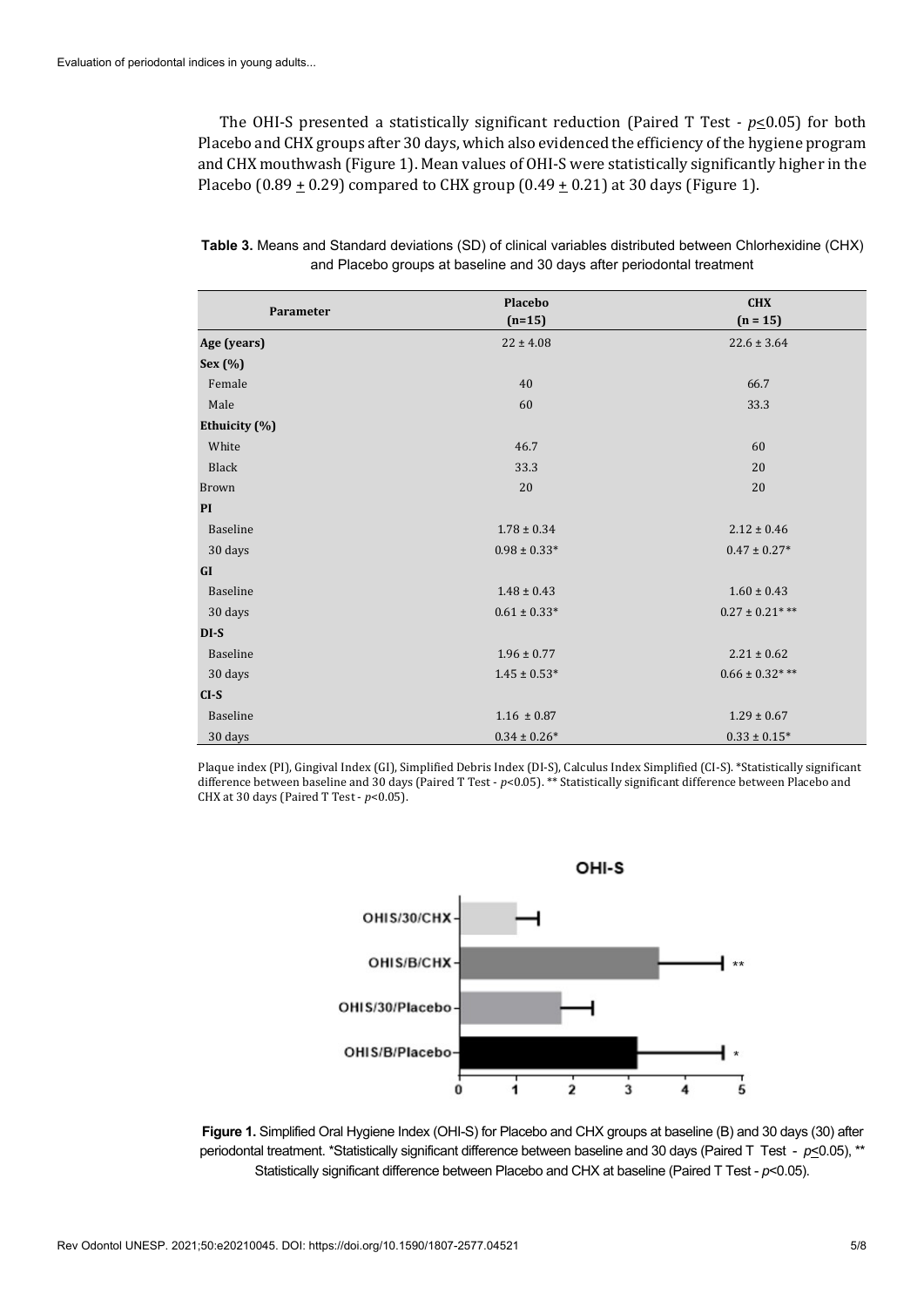The OHI-S presented a statistically significant reduction (Paired T Test - $p \leq 0.05$) for both Placebo and CHX groups after 30 days, which also evidenced the efficiency of the hygiene program and CHX mouthwash (Figure 1). Mean values of OHI-S were statistically significantly higher in the Placebo ($0.89 \pm 0.29$) compared to CHX group ($0.49 \pm 0.21$) at 30 days (Figure 1).

**Table 3.** Means and Standard deviations (SD) of clinical variables distributed between Chlorhexidine (CHX) and Placebo groups at baseline and 30 days after periodontal treatment

| Parameter | Placebo (n=15) | CHX (n = 15) |
|---|---|---|
| **Age (years)** | 22 ± 4.08 | 22.6 ± 3.64 |
| **Sex (%)** | | |
| Female | 40 | 66.7 |
| Male | 60 | 33.3 |
| **Ethuicity (%)** | | |
| White | 46.7 | 60 |
| Black | 33.3 | 20 |
| Brown | 20 | 20 |
| **PI** | | |
| Baseline | 1.78 ± 0.34 | 2.12 ± 0.46 |
| 30 days | 0.98 ± 0.33* | 0.47 ± 0.27* |
| **GI** | | |
| Baseline | 1.48 ± 0.43 | 1.60 ± 0.43 |
| 30 days | 0.61 ± 0.33* | 0.27 ± 0.21* ** |
| **DI-S** | | |
| Baseline | 1.96 ± 0.77 | 2.21 ± 0.62 |
| 30 days | 1.45 ± 0.53* | 0.66 ± 0.32* ** |
| **CI-S** | | |
| Baseline | 1.16 ± 0.87 | 1.29 ± 0.67 |
| 30 days | 0.34 ± 0.26* | 0.33 ± 0.15* |

Plaque index (PI), Gingival Index (GI), Simplified Debris Index (DI-S), Calculus Index Simplified (CI-S). *Statistically significant difference between baseline and 30 days (Paired T Test - $p<0.05$). ** Statistically significant difference between Placebo and CHX at 30 days (Paired T Test - $p<0.05$).

**Figure 1.** Simplified Oral Hygiene Index (OHI-S) for Placebo and CHX groups at baseline (B) and 30 days (30) after periodontal treatment. *Statistically significant difference between baseline and 30 days (Paired T Test - $p \leq 0.05$), ** Statistically significant difference between Placebo and CHX at baseline (Paired T Test - $p<0.05$).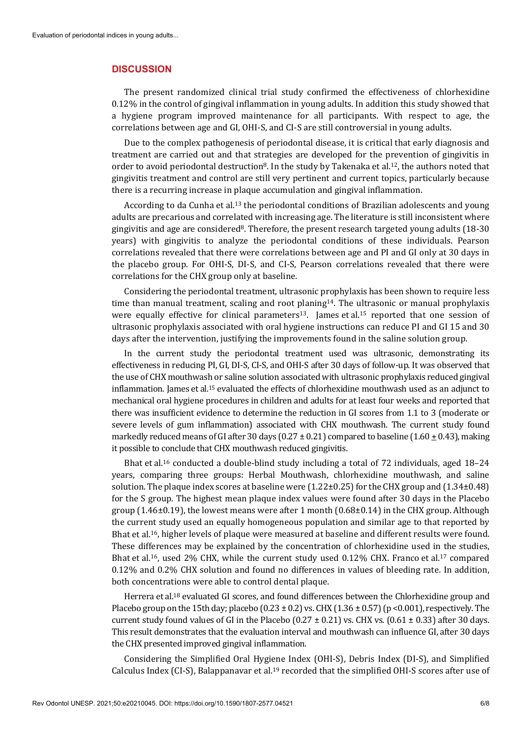## DISCUSSION

The present randomized clinical trial study confirmed the effectiveness of chlorhexidine 0.12% in the control of gingival inflammation in young adults. In addition this study showed that a hygiene program improved maintenance for all participants. With respect to age, the correlations between age and GI, OHI-S, and CI-S are still controversial in young adults.

Due to the complex pathogenesis of periodontal disease, it is critical that early diagnosis and treatment are carried out and that strategies are developed for the prevention of gingivitis in order to avoid periodontal destruction[8]. In the study by Takenaka et al.[12], the authors noted that gingivitis treatment and control are still very pertinent and current topics, particularly because there is a recurring increase in plaque accumulation and gingival inflammation.

According to da Cunha et al.[13] the periodontal conditions of Brazilian adolescents and young adults are precarious and correlated with increasing age. The literature is still inconsistent where gingivitis and age are considered[8]. Therefore, the present research targeted young adults (18-30 years) with gingivitis to analyze the periodontal conditions of these individuals. Pearson correlations revealed that there were correlations between age and PI and GI only at 30 days in the placebo group. For OHI-S, DI-S, and CI-S, Pearson correlations revealed that there were correlations for the CHX group only at baseline.

Considering the periodontal treatment, ultrasonic prophylaxis has been shown to require less time than manual treatment, scaling and root planing[14]. The ultrasonic or manual prophylaxis were equally effective for clinical parameters[13]. James et al.[15] reported that one session of ultrasonic prophylaxis associated with oral hygiene instructions can reduce PI and GI 15 and 30 days after the intervention, justifying the improvements found in the saline solution group.

In the current study the periodontal treatment used was ultrasonic, demonstrating its effectiveness in reducing PI, GI, DI-S, CI-S, and OHI-S after 30 days of follow-up. It was observed that the use of CHX mouthwash or saline solution associated with ultrasonic prophylaxis reduced gingival inflammation. James et al.[15] evaluated the effects of chlorhexidine mouthwash used as an adjunct to mechanical oral hygiene procedures in children and adults for at least four weeks and reported that there was insufficient evidence to determine the reduction in GI scores from 1.1 to 3 (moderate or severe levels of gum inflammation) associated with CHX mouthwash. The current study found markedly reduced means of GI after 30 days (0.27 ± 0.21) compared to baseline (1.60 ± 0.43), making it possible to conclude that CHX mouthwash reduced gingivitis.

Bhat et al.[16] conducted a double-blind study including a total of 72 individuals, aged 18–24 years, comparing three groups: Herbal Mouthwash, chlorhexidine mouthwash, and saline solution. The plaque index scores at baseline were (1.22±0.25) for the CHX group and (1.34±0.48) for the S group. The highest mean plaque index values were found after 30 days in the Placebo group (1.46±0.19), the lowest means were after 1 month (0.68±0.14) in the CHX group. Although the current study used an equally homogeneous population and similar age to that reported by Bhat et al.[16], higher levels of plaque were measured at baseline and different results were found. These differences may be explained by the concentration of chlorhexidine used in the studies, Bhat et al.[16], used 2% CHX, while the current study used 0.12% CHX. Franco et al.[17] compared 0.12% and 0.2% CHX solution and found no differences in values of bleeding rate. In addition, both concentrations were able to control dental plaque.

Herrera et al.[18] evaluated GI scores, and found differences between the Chlorhexidine group and Placebo group on the 15th day; placebo (0.23 ± 0.2) vs. CHX (1.36 ± 0.57) ($p < 0.001$), respectively. The current study found values of GI in the Placebo (0.27 ± 0.21) vs. CHX vs. (0.61 ± 0.33) after 30 days. This result demonstrates that the evaluation interval and mouthwash can influence GI, after 30 days the CHX presented improved gingival inflammation.

Considering the Simplified Oral Hygiene Index (OHI-S), Debris Index (DI-S), and Simplified Calculus Index (CI-S), Balappanavar et al.[19] recorded that the simplified OHI-S scores after use of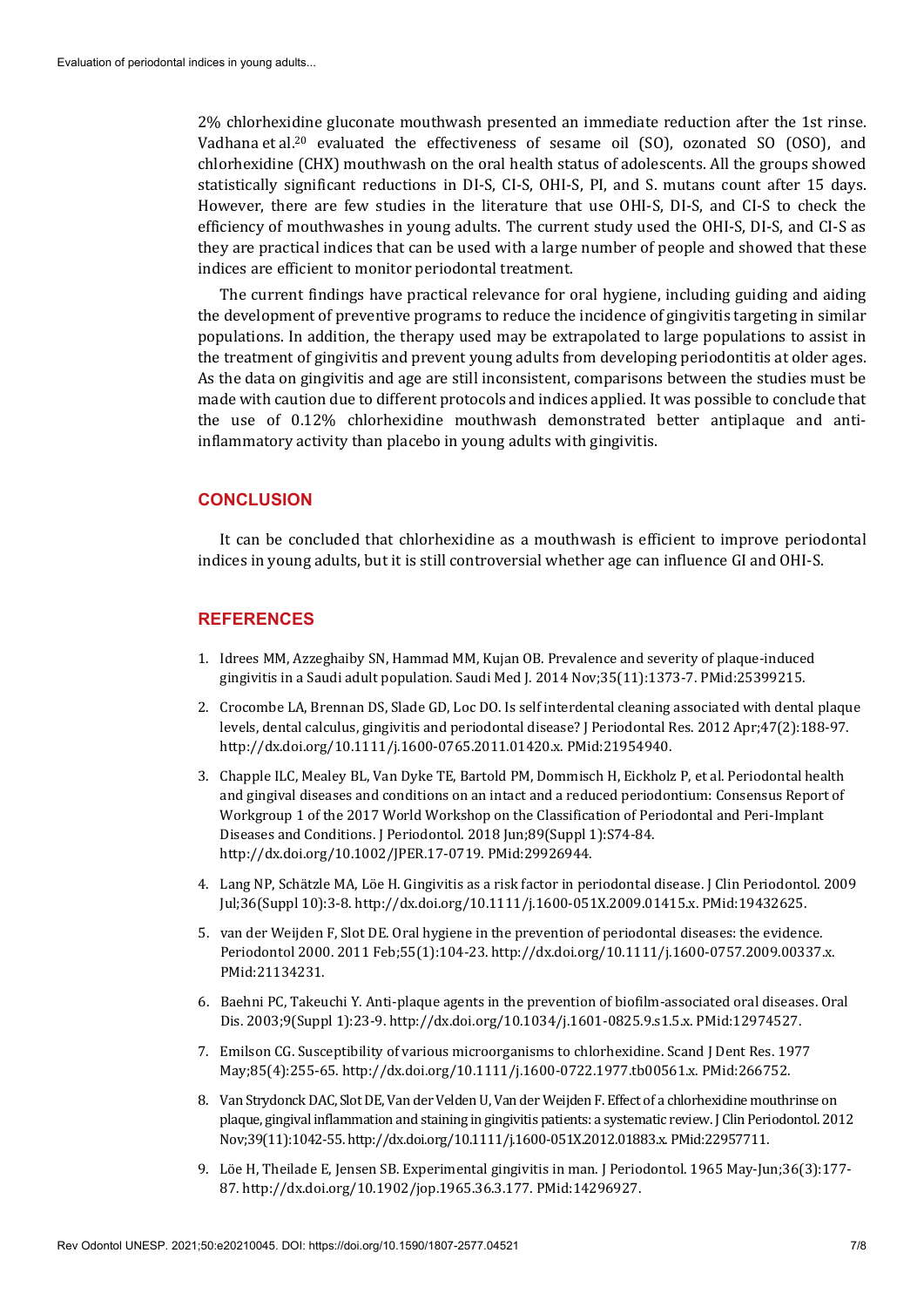2% chlorhexidine gluconate mouthwash presented an immediate reduction after the 1st rinse. Vadhana et al.[20] evaluated the effectiveness of sesame oil (SO), ozonated SO (OSO), and chlorhexidine (CHX) mouthwash on the oral health status of adolescents. All the groups showed statistically significant reductions in DI-S, CI-S, OHI-S, PI, and S. mutans count after 15 days. However, there are few studies in the literature that use OHI-S, DI-S, and CI-S to check the efficiency of mouthwashes in young adults. The current study used the OHI-S, DI-S, and CI-S as they are practical indices that can be used with a large number of people and showed that these indices are efficient to monitor periodontal treatment.

The current findings have practical relevance for oral hygiene, including guiding and aiding the development of preventive programs to reduce the incidence of gingivitis targeting in similar populations. In addition, the therapy used may be extrapolated to large populations to assist in the treatment of gingivitis and prevent young adults from developing periodontitis at older ages. As the data on gingivitis and age are still inconsistent, comparisons between the studies must be made with caution due to different protocols and indices applied. It was possible to conclude that the use of 0.12% chlorhexidine mouthwash demonstrated better antiplaque and anti-inflammatory activity than placebo in young adults with gingivitis.

## CONCLUSION

It can be concluded that chlorhexidine as a mouthwash is efficient to improve periodontal indices in young adults, but it is still controversial whether age can influence GI and OHI-S.

## REFERENCES

1. Idrees MM, Azzeghaiby SN, Hammad MM, Kujan OB. Prevalence and severity of plaque-induced gingivitis in a Saudi adult population. Saudi Med J. 2014 Nov;35(11):1373-7. PMid:25399215.
2. Crocombe LA, Brennan DS, Slade GD, Loc DO. Is self interdental cleaning associated with dental plaque levels, dental calculus, gingivitis and periodontal disease? J Periodontal Res. 2012 Apr;47(2):188-97. http://dx.doi.org/10.1111/j.1600-0765.2011.01420.x. PMid:21954940.
3. Chapple ILC, Mealey BL, Van Dyke TE, Bartold PM, Dommisch H, Eickholz P, et al. Periodontal health and gingival diseases and conditions on an intact and a reduced periodontium: Consensus Report of Workgroup 1 of the 2017 World Workshop on the Classification of Periodontal and Peri-Implant Diseases and Conditions. J Periodontol. 2018 Jun;89(Suppl 1):S74-84. http://dx.doi.org/10.1002/JPER.17-0719. PMid:29926944.
4. Lang NP, Schätzle MA, Löe H. Gingivitis as a risk factor in periodontal disease. J Clin Periodontol. 2009 Jul;36(Suppl 10):3-8. http://dx.doi.org/10.1111/j.1600-051X.2009.01415.x. PMid:19432625.
5. van der Weijden F, Slot DE. Oral hygiene in the prevention of periodontal diseases: the evidence. Periodontol 2000. 2011 Feb;55(1):104-23. http://dx.doi.org/10.1111/j.1600-0757.2009.00337.x. PMid:21134231.
6. Baehni PC, Takeuchi Y. Anti-plaque agents in the prevention of biofilm-associated oral diseases. Oral Dis. 2003;9(Suppl 1):23-9. http://dx.doi.org/10.1034/j.1601-0825.9.s1.5.x. PMid:12974527.
7. Emilson CG. Susceptibility of various microorganisms to chlorhexidine. Scand J Dent Res. 1977 May;85(4):255-65. http://dx.doi.org/10.1111/j.1600-0722.1977.tb00561.x. PMid:266752.
8. Van Strydonck DAC, Slot DE, Van der Velden U, Van der Weijden F. Effect of a chlorhexidine mouthrinse on plaque, gingival inflammation and staining in gingivitis patients: a systematic review. J Clin Periodontol. 2012 Nov;39(11):1042-55. http://dx.doi.org/10.1111/j.1600-051X.2012.01883.x. PMid:22957711.
9. Löe H, Theilade E, Jensen SB. Experimental gingivitis in man. J Periodontol. 1965 May-Jun;36(3):177-87. http://dx.doi.org/10.1902/jop.1965.36.3.177. PMid:14296927.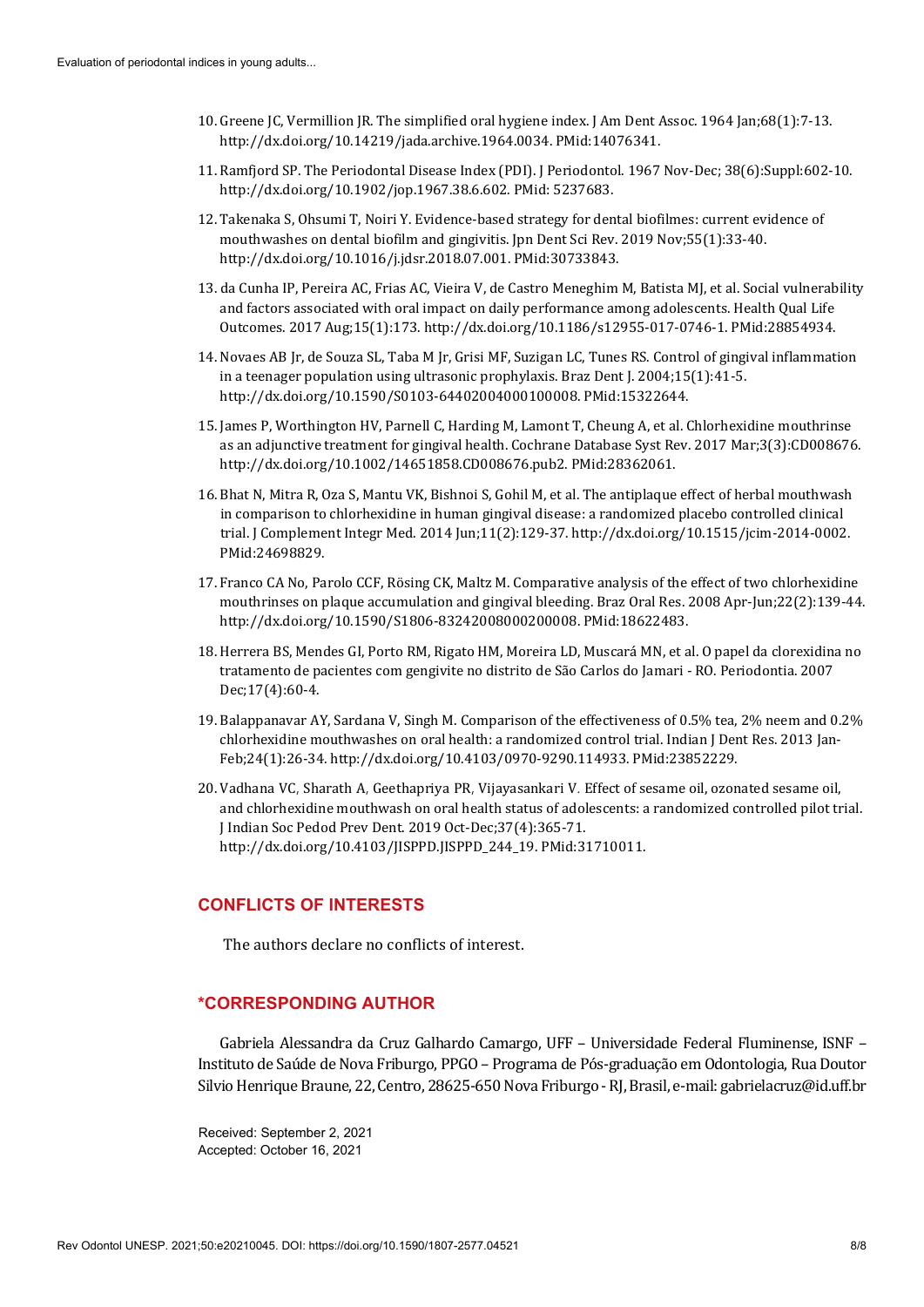10. Greene JC, Vermillion JR. The simplified oral hygiene index. J Am Dent Assoc. 1964 Jan;68(1):7-13. http://dx.doi.org/10.14219/jada.archive.1964.0034. PMid:14076341.

11. Ramfjord SP. The Periodontal Disease Index (PDI). J Periodontol. 1967 Nov-Dec; 38(6):Suppl:602-10. http://dx.doi.org/10.1902/jop.1967.38.6.602. PMid: 5237683.

12. Takenaka S, Ohsumi T, Noiri Y. Evidence-based strategy for dental biofilmes: current evidence of mouthwashes on dental biofilm and gingivitis. Jpn Dent Sci Rev. 2019 Nov;55(1):33-40. http://dx.doi.org/10.1016/j.jdsr.2018.07.001. PMid:30733843.

13. da Cunha IP, Pereira AC, Frias AC, Vieira V, de Castro Meneghim M, Batista MJ, et al. Social vulnerability and factors associated with oral impact on daily performance among adolescents. Health Qual Life Outcomes. 2017 Aug;15(1):173. http://dx.doi.org/10.1186/s12955-017-0746-1. PMid:28854934.

14. Novaes AB Jr, de Souza SL, Taba M Jr, Grisi MF, Suzigan LC, Tunes RS. Control of gingival inflammation in a teenager population using ultrasonic prophylaxis. Braz Dent J. 2004;15(1):41-5. http://dx.doi.org/10.1590/S0103-64402004000100008. PMid:15322644.

15. James P, Worthington HV, Parnell C, Harding M, Lamont T, Cheung A, et al. Chlorhexidine mouthrinse as an adjunctive treatment for gingival health. Cochrane Database Syst Rev. 2017 Mar;3(3):CD008676. http://dx.doi.org/10.1002/14651858.CD008676.pub2. PMid:28362061.

16. Bhat N, Mitra R, Oza S, Mantu VK, Bishnoi S, Gohil M, et al. The antiplaque effect of herbal mouthwash in comparison to chlorhexidine in human gingival disease: a randomized placebo controlled clinical trial. J Complement Integr Med. 2014 Jun;11(2):129-37. http://dx.doi.org/10.1515/jcim-2014-0002. PMid:24698829.

17. Franco CA No, Parolo CCF, Rösing CK, Maltz M. Comparative analysis of the effect of two chlorhexidine mouthrinses on plaque accumulation and gingival bleeding. Braz Oral Res. 2008 Apr-Jun;22(2):139-44. http://dx.doi.org/10.1590/S1806-83242008000200008. PMid:18622483.

18. Herrera BS, Mendes GI, Porto RM, Rigato HM, Moreira LD, Muscará MN, et al. O papel da clorexidina no tratamento de pacientes com gengivite no distrito de São Carlos do Jamari - RO. Periodontia. 2007 Dec;17(4):60-4.

19. Balappanavar AY, Sardana V, Singh M. Comparison of the effectiveness of 0.5% tea, 2% neem and 0.2% chlorhexidine mouthwashes on oral health: a randomized control trial. Indian J Dent Res. 2013 Jan-Feb;24(1):26-34. http://dx.doi.org/10.4103/0970-9290.114933. PMid:23852229.

20. Vadhana VC, Sharath A, Geethapriya PR, Vijayasankari V. Effect of sesame oil, ozonated sesame oil, and chlorhexidine mouthwash on oral health status of adolescents: a randomized controlled pilot trial. J Indian Soc Pedod Prev Dent. 2019 Oct-Dec;37(4):365-71. http://dx.doi.org/10.4103/JISPPD.JISPPD_244_19. PMid:31710011.

## CONFLICTS OF INTERESTS

The authors declare no conflicts of interest.

## *CORRESPONDING AUTHOR

Gabriela Alessandra da Cruz Galhardo Camargo, UFF – Universidade Federal Fluminense, ISNF – Instituto de Saúde de Nova Friburgo, PPGO – Programa de Pós-graduação em Odontologia, Rua Doutor Silvio Henrique Braune, 22, Centro, 28625-650 Nova Friburgo - RJ, Brasil, e-mail: gabrielacruz@id.uff.br

Received: September 2, 2021
Accepted: October 16, 2021